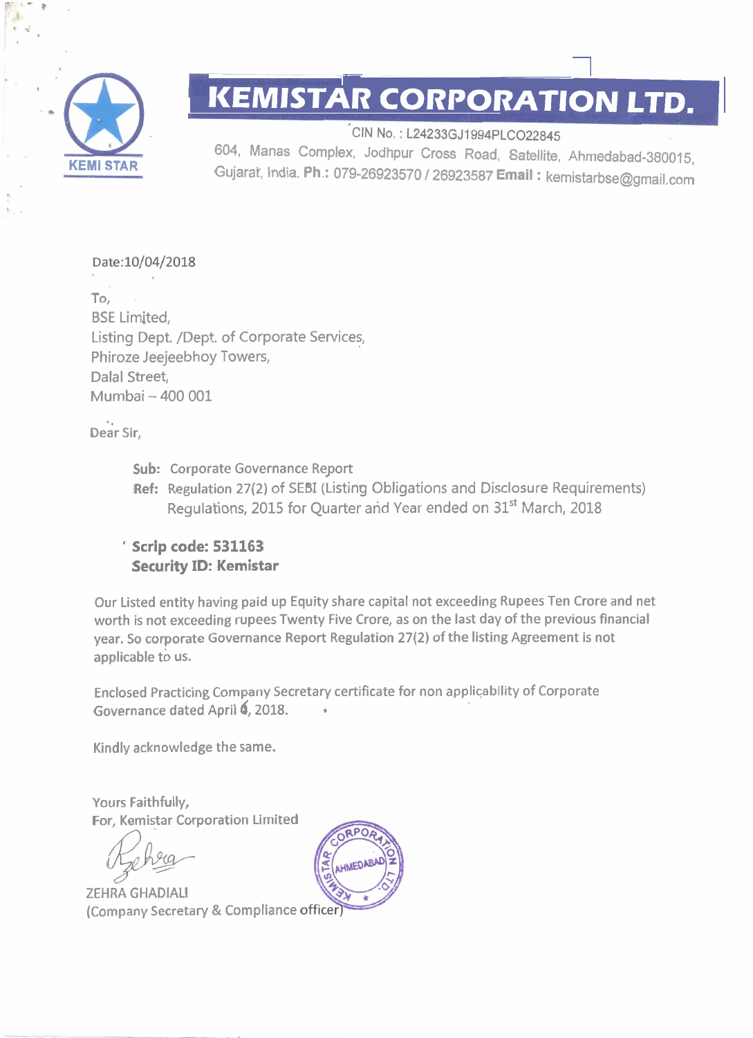# KEMISTAR CORPORATION LTD.

CIN No. : L24233GJ1994PLCO22845
604, Manas Complex, Jodhpur Cross Road, Satellite, Ahmedabad-380015, Gujarat, India. **Ph.:** 079-26923570 / 26923587 **Email :** kemistarbse@gmail.com

Date:10/04/2018

To,
BSE Limited,
Listing Dept. /Dept. of Corporate Services,
Phiroze Jeejeebhoy Towers,
Dalal Street,
Mumbai – 400 001

Dear Sir,

**Sub:** Corporate Governance Report
**Ref:** Regulation 27(2) of SEBI (Listing Obligations and Disclosure Requirements) Regulations, 2015 for Quarter and Year ended on 31st March, 2018

**Scrip code: 531163**
**Security ID: Kemistar**

Our Listed entity having paid up Equity share capital not exceeding Rupees Ten Crore and net worth is not exceeding rupees Twenty Five Crore, as on the last day of the previous financial year. So corporate Governance Report Regulation 27(2) of the listing Agreement is not applicable to us.

Enclosed Practicing Company Secretary certificate for non applicability of Corporate Governance dated April 6, 2018.

Kindly acknowledge the same.

Yours Faithfully,
For, Kemistar Corporation Limited

ZEHRA GHADIALI
(Company Secretary & Compliance officer)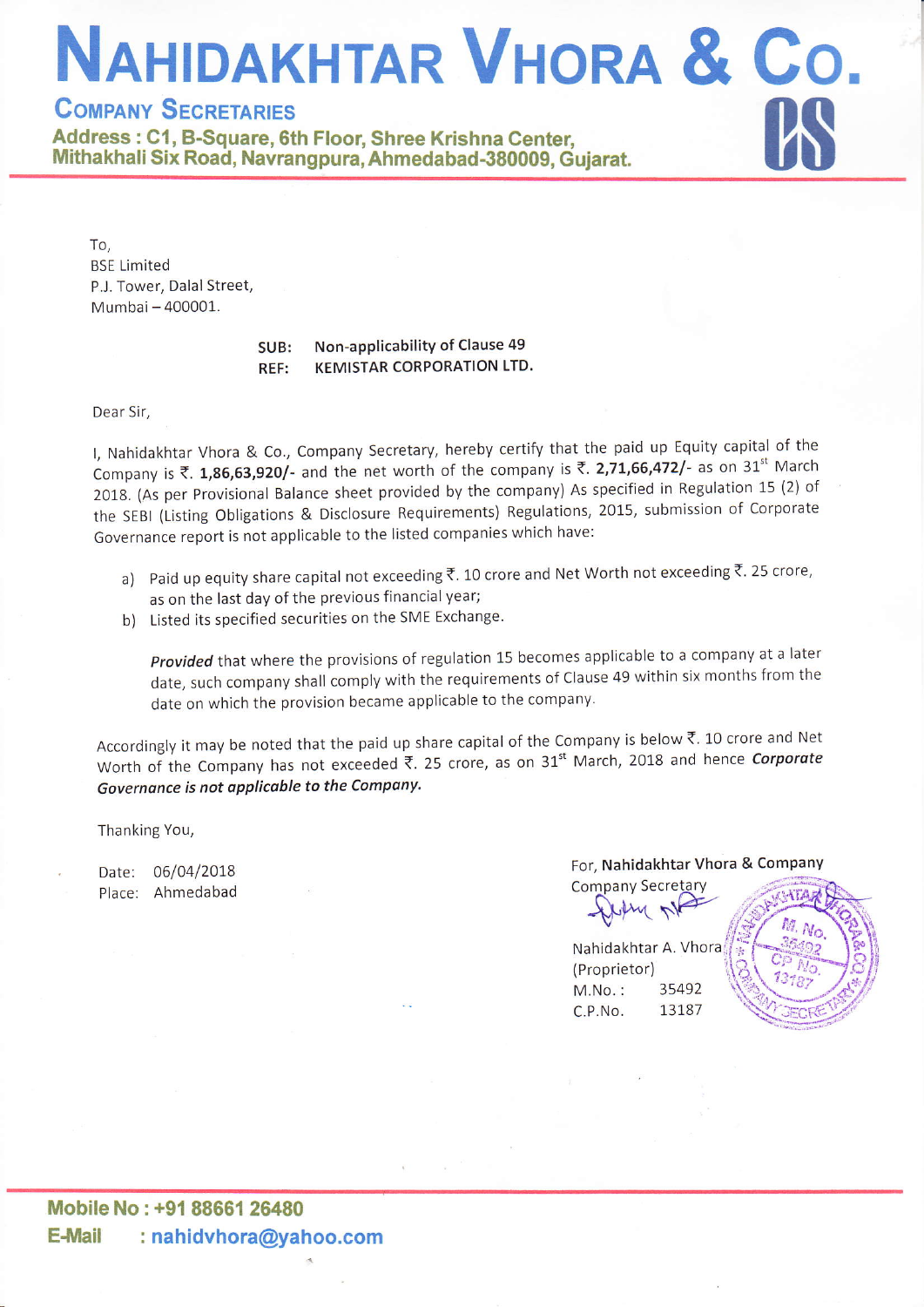# NAHIDAKHTAR VHORA & CO.

**COMPANY SECRETARIES**

**Address : C1, B-Square, 6th Floor, Shree Krishna Center, Mithakhali Six Road, Navrangpura, Ahmedabad-380009, Gujarat.**

To,
BSE Limited
P.J. Tower, Dalal Street,
Mumbai – 400001.

SUB: Non-applicability of Clause 49
REF: KEMISTAR CORPORATION LTD.

Dear Sir,

I, Nahidakhtar Vhora & Co., Company Secretary, hereby certify that the paid up Equity capital of the Company is ₹. **1,86,63,920/-** and the net worth of the company is ₹. **2,71,66,472/-** as on 31st March 2018. (As per Provisional Balance sheet provided by the company) As specified in Regulation 15 (2) of the SEBI (Listing Obligations & Disclosure Requirements) Regulations, 2015, submission of Corporate Governance report is not applicable to the listed companies which have:

a) Paid up equity share capital not exceeding ₹. 10 crore and Net Worth not exceeding ₹. 25 crore, as on the last day of the previous financial year;
b) Listed its specified securities on the SME Exchange.

   ***Provided*** that where the provisions of regulation 15 becomes applicable to a company at a later date, such company shall comply with the requirements of Clause 49 within six months from the date on which the provision became applicable to the company.

Accordingly it may be noted that the paid up share capital of the Company is below ₹. 10 crore and Net Worth of the Company has not exceeded ₹. 25 crore, as on 31st March, 2018 and hence ***Corporate Governance is not applicable to the Company.***

Thanking You,

Date: 06/04/2018
Place: Ahmedabad

For, **Nahidakhtar Vhora & Company**
Company Secretary

Nahidakhtar A. Vhora
(Proprietor)
M.No.: 35492
C.P.No. 13187

**Mobile No : +91 88661 26480**
**E-Mail : nahidvhora@yahoo.com**